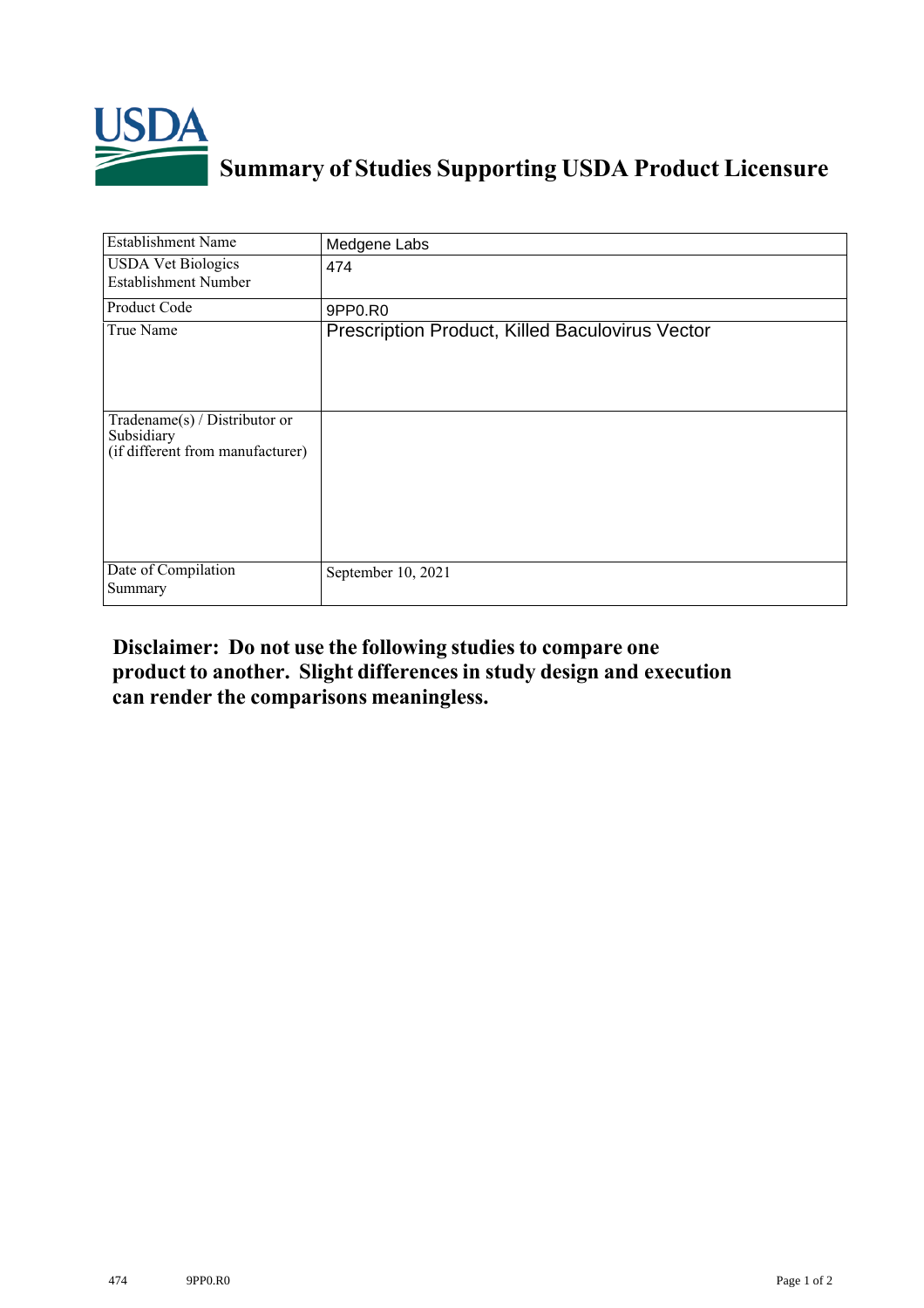# Summary of Studies Supporting USDA Product Licensure

| Establishment Name | Medgene Labs |
|---|---|
| USDA Vet Biologics Establishment Number | 474 |
| Product Code | 9PP0.R0 |
| True Name | Prescription Product, Killed Baculovirus Vector |
| Tradename(s) / Distributor or Subsidiary (if different from manufacturer) | |
| Date of Compilation Summary | September 10, 2021 |

**Disclaimer: Do not use the following studies to compare one product to another. Slight differences in study design and execution can render the comparisons meaningless.**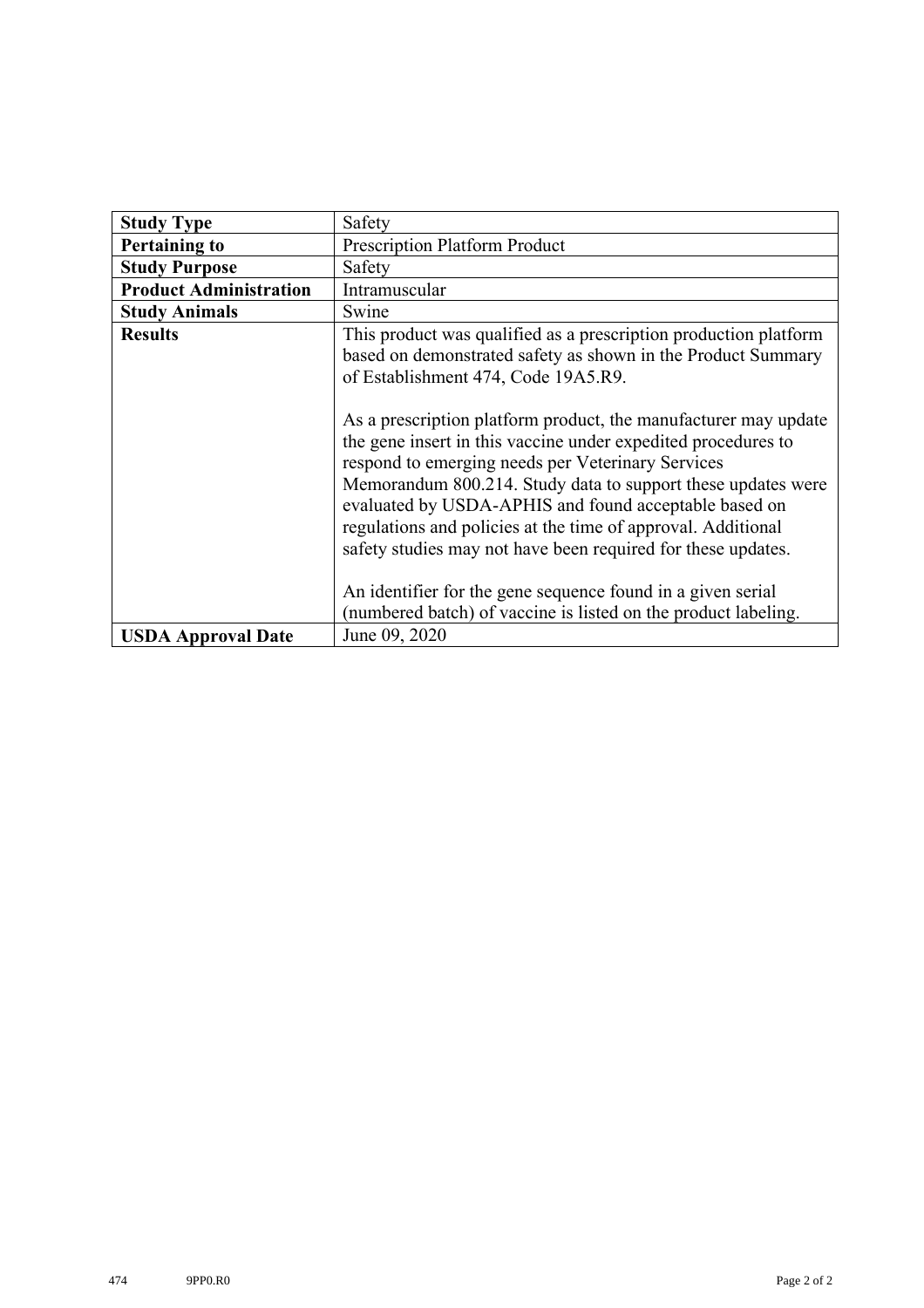| | |
|---|---|
| **Study Type** | Safety |
| **Pertaining to** | Prescription Platform Product |
| **Study Purpose** | Safety |
| **Product Administration** | Intramuscular |
| **Study Animals** | Swine |
| **Results** | This product was qualified as a prescription production platform based on demonstrated safety as shown in the Product Summary of Establishment 474, Code 19A5.R9.<br><br>As a prescription platform product, the manufacturer may update the gene insert in this vaccine under expedited procedures to respond to emerging needs per Veterinary Services Memorandum 800.214. Study data to support these updates were evaluated by USDA-APHIS and found acceptable based on regulations and policies at the time of approval. Additional safety studies may not have been required for these updates.<br><br>An identifier for the gene sequence found in a given serial (numbered batch) of vaccine is listed on the product labeling. |
| **USDA Approval Date** | June 09, 2020 |